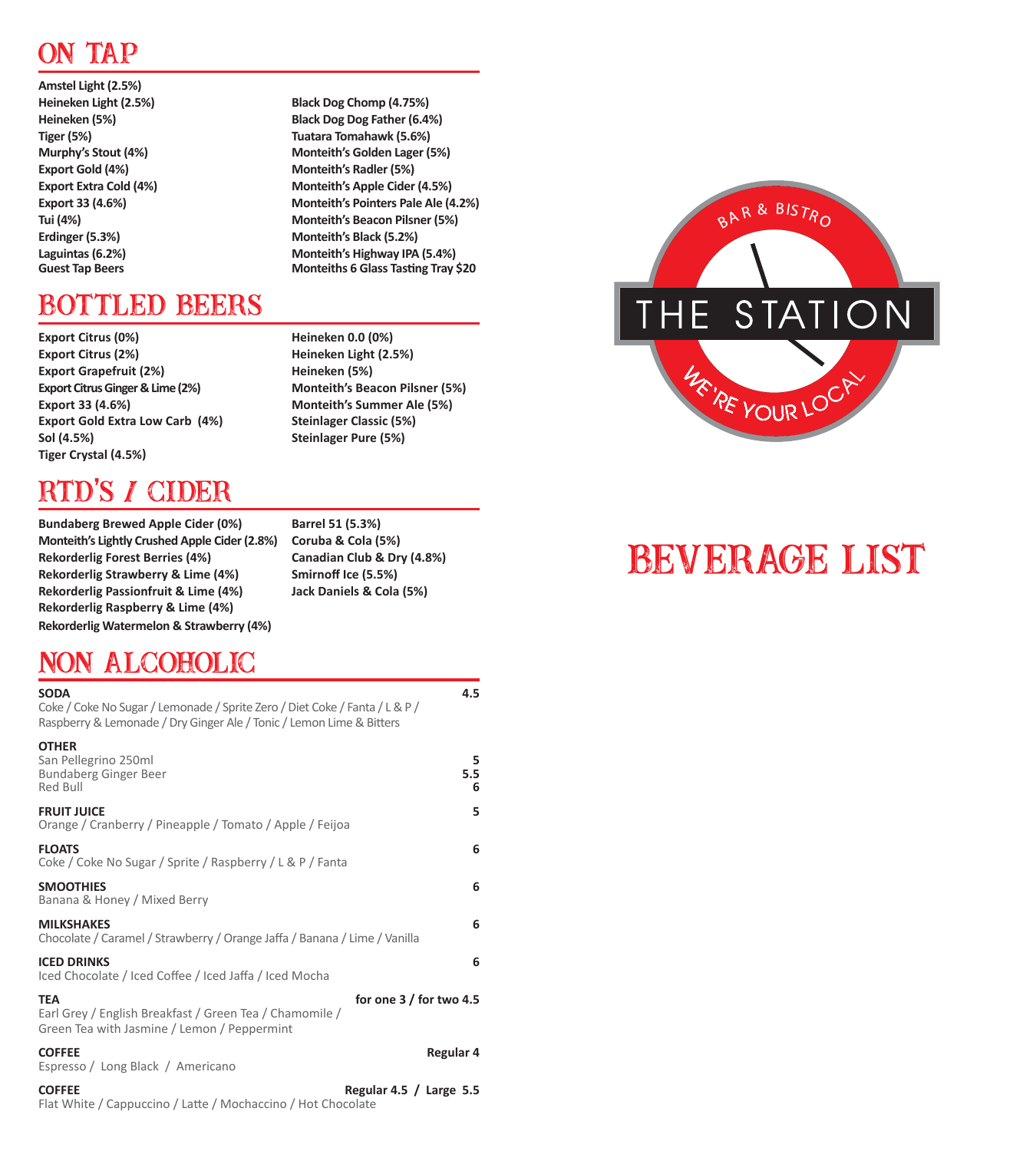# THE STATION

BAR & BISTRO

WE'RE YOUR LOCAL

# BEVERAGE LIST

## ON TAP

**Amstel Light (2.5%)**
**Heineken Light (2.5%)**
**Heineken (5%)**
**Tiger (5%)**
**Murphy's Stout (4%)**
**Export Gold (4%)**
**Export Extra Cold (4%)**
**Export 33 (4.6%)**
**Tui (4%)**
**Erdinger (5.3%)**
**Laguintas (6.2%)**
**Guest Tap Beers**

**Black Dog Chomp (4.75%)**
**Black Dog Dog Father (6.4%)**
**Tuatara Tomahawk (5.6%)**
**Monteith's Golden Lager (5%)**
**Monteith's Radler (5%)**
**Monteith's Apple Cider (4.5%)**
**Monteith's Pointers Pale Ale (4.2%)**
**Monteith's Beacon Pilsner (5%)**
**Monteith's Black (5.2%)**
**Monteith's Highway IPA (5.4%)**
**Monteiths 6 Glass Tasting Tray $20**

## BOTTLED BEERS

**Export Citrus (0%)**
**Export Citrus (2%)**
**Export Grapefruit (2%)**
**Export Citrus Ginger & Lime (2%)**
**Export 33 (4.6%)**
**Export Gold Extra Low Carb (4%)**
**Sol (4.5%)**
**Tiger Crystal (4.5%)**

**Heineken 0.0 (0%)**
**Heineken Light (2.5%)**
**Heineken (5%)**
**Monteith's Beacon Pilsner (5%)**
**Monteith's Summer Ale (5%)**
**Steinlager Classic (5%)**
**Steinlager Pure (5%)**

## RTD'S / CIDER

**Bundaberg Brewed Apple Cider (0%)**
**Monteith's Lightly Crushed Apple Cider (2.8%)**
**Rekorderlig Forest Berries (4%)**
**Rekorderlig Strawberry & Lime (4%)**
**Rekorderlig Passionfruit & Lime (4%)**
**Rekorderlig Raspberry & Lime (4%)**
**Rekorderlig Watermelon & Strawberry (4%)**

**Barrel 51 (5.3%)**
**Coruba & Cola (5%)**
**Canadian Club & Dry (4.8%)**
**Smirnoff Ice (5.5%)**
**Jack Daniels & Cola (5%)**

## NON ALCOHOLIC

**SODA** — **4.5**
Coke / Coke No Sugar / Lemonade / Sprite Zero / Diet Coke / Fanta / L & P / Raspberry & Lemonade / Dry Ginger Ale / Tonic / Lemon Lime & Bitters

**OTHER**
San Pellegrino 250ml — **5**
Bundaberg Ginger Beer — **5.5**
Red Bull — **6**

**FRUIT JUICE** — **5**
Orange / Cranberry / Pineapple / Tomato / Apple / Feijoa

**FLOATS** — **6**
Coke / Coke No Sugar / Sprite / Raspberry / L & P / Fanta

**SMOOTHIES** — **6**
Banana & Honey / Mixed Berry

**MILKSHAKES** — **6**
Chocolate / Caramel / Strawberry / Orange Jaffa / Banana / Lime / Vanilla

**ICED DRINKS** — **6**
Iced Chocolate / Iced Coffee / Iced Jaffa / Iced Mocha

**TEA** — **for one 3 / for two 4.5**
Earl Grey / English Breakfast / Green Tea / Chamomile / Green Tea with Jasmine / Lemon / Peppermint

**COFFEE** — **Regular 4**
Espresso / Long Black / Americano

**COFFEE** — **Regular 4.5 / Large 5.5**
Flat White / Cappuccino / Latte / Mochaccino / Hot Chocolate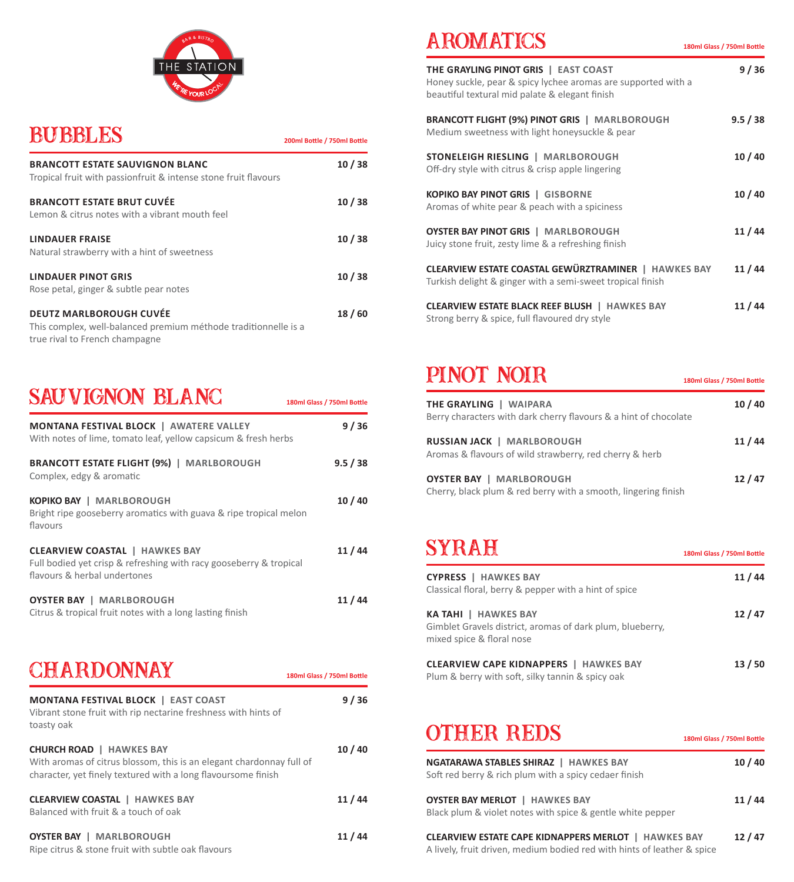THE STATION
BAR & BISTRO
WE'RE YOUR LOCAL

## BUBBLES

200ml Bottle / 750ml Bottle

**BRANCOTT ESTATE SAUVIGNON BLANC** — 10 / 38
Tropical fruit with passionfruit & intense stone fruit flavours

**BRANCOTT ESTATE BRUT CUVÉE** — 10 / 38
Lemon & citrus notes with a vibrant mouth feel

**LINDAUER FRAISE** — 10 / 38
Natural strawberry with a hint of sweetness

**LINDAUER PINOT GRIS** — 10 / 38
Rose petal, ginger & subtle pear notes

**DEUTZ MARLBOROUGH CUVÉE** — 18 / 60
This complex, well-balanced premium méthode traditionnelle is a true rival to French champagne

## SAUVIGNON BLANC

180ml Glass / 750ml Bottle

**MONTANA FESTIVAL BLOCK | AWATERE VALLEY** — 9 / 36
With notes of lime, tomato leaf, yellow capsicum & fresh herbs

**BRANCOTT ESTATE FLIGHT (9%) | MARLBOROUGH** — 9.5 / 38
Complex, edgy & aromatic

**KOPIKO BAY | MARLBOROUGH** — 10 / 40
Bright ripe gooseberry aromatics with guava & ripe tropical melon flavours

**CLEARVIEW COASTAL | HAWKES BAY** — 11 / 44
Full bodied yet crisp & refreshing with racy gooseberry & tropical flavours & herbal undertones

**OYSTER BAY | MARLBOROUGH** — 11 / 44
Citrus & tropical fruit notes with a long lasting finish

## CHARDONNAY

180ml Glass / 750ml Bottle

**MONTANA FESTIVAL BLOCK | EAST COAST** — 9 / 36
Vibrant stone fruit with rip nectarine freshness with hints of toasty oak

**CHURCH ROAD | HAWKES BAY** — 10 / 40
With aromas of citrus blossom, this is an elegant chardonnay full of character, yet finely textured with a long flavoursome finish

**CLEARVIEW COASTAL | HAWKES BAY** — 11 / 44
Balanced with fruit & a touch of oak

**OYSTER BAY | MARLBOROUGH** — 11 / 44
Ripe citrus & stone fruit with subtle oak flavours

## AROMATICS

180ml Glass / 750ml Bottle

**THE GRAYLING PINOT GRIS | EAST COAST** — 9 / 36
Honey suckle, pear & spicy lychee aromas are supported with a beautiful textural mid palate & elegant finish

**BRANCOTT FLIGHT (9%) PINOT GRIS | MARLBOROUGH** — 9.5 / 38
Medium sweetness with light honeysuckle & pear

**STONELEIGH RIESLING | MARLBOROUGH** — 10 / 40
Off-dry style with citrus & crisp apple lingering

**KOPIKO BAY PINOT GRIS | GISBORNE** — 10 / 40
Aromas of white pear & peach with a spiciness

**OYSTER BAY PINOT GRIS | MARLBOROUGH** — 11 / 44
Juicy stone fruit, zesty lime & a refreshing finish

**CLEARVIEW ESTATE COASTAL GEWÜRZTRAMINER | HAWKES BAY** — 11 / 44
Turkish delight & ginger with a semi-sweet tropical finish

**CLEARVIEW ESTATE BLACK REEF BLUSH | HAWKES BAY** — 11 / 44
Strong berry & spice, full flavoured dry style

## PINOT NOIR

180ml Glass / 750ml Bottle

**THE GRAYLING | WAIPARA** — 10 / 40
Berry characters with dark cherry flavours & a hint of chocolate

**RUSSIAN JACK | MARLBOROUGH** — 11 / 44
Aromas & flavours of wild strawberry, red cherry & herb

**OYSTER BAY | MARLBOROUGH** — 12 / 47
Cherry, black plum & red berry with a smooth, lingering finish

## SYRAH

180ml Glass / 750ml Bottle

**CYPRESS | HAWKES BAY** — 11 / 44
Classical floral, berry & pepper with a hint of spice

**KA TAHI | HAWKES BAY** — 12 / 47
Gimblet Gravels district, aromas of dark plum, blueberry, mixed spice & floral nose

**CLEARVIEW CAPE KIDNAPPERS | HAWKES BAY** — 13 / 50
Plum & berry with soft, silky tannin & spicy oak

## OTHER REDS

180ml Glass / 750ml Bottle

**NGATARAWA STABLES SHIRAZ | HAWKES BAY** — 10 / 40
Soft red berry & rich plum with a spicy cedaer finish

**OYSTER BAY MERLOT | HAWKES BAY** — 11 / 44
Black plum & violet notes with spice & gentle white pepper

**CLEARVIEW ESTATE CAPE KIDNAPPERS MERLOT | HAWKES BAY** — 12 / 47
A lively, fruit driven, medium bodied red with hints of leather & spice